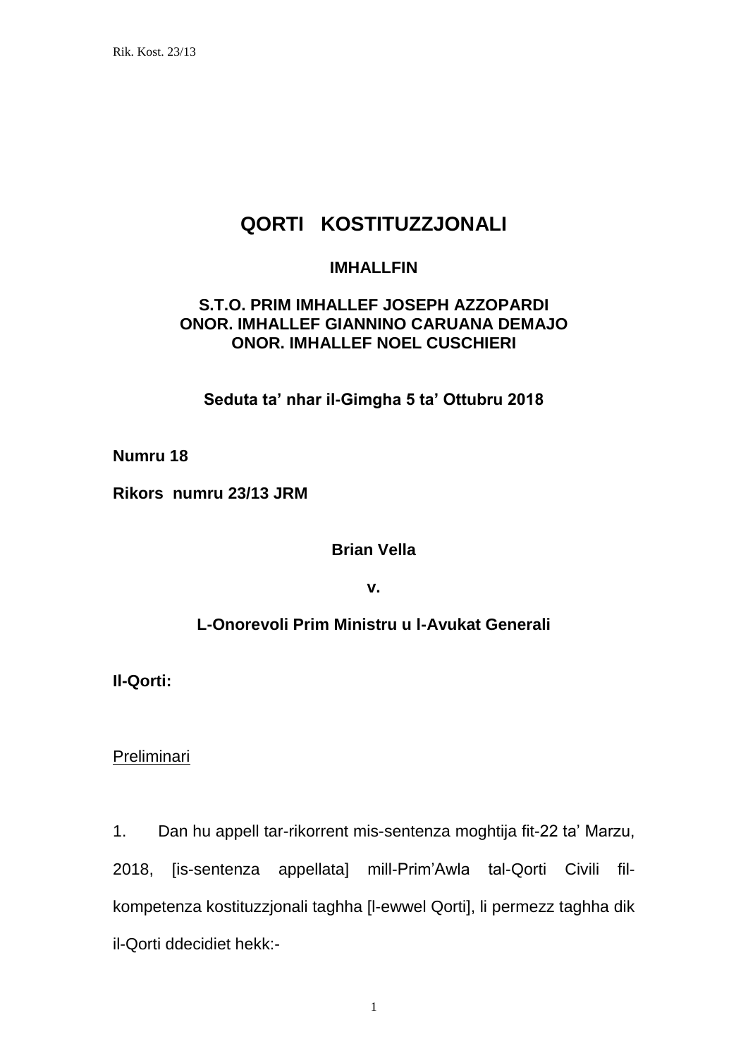# QORTI KOSTITUZZJONALI

**IMHALLFIN**

**S.T.O. PRIM IMHALLEF JOSEPH AZZOPARDI**
**ONOR. IMHALLEF GIANNINO CARUANA DEMAJO**
**ONOR. IMHALLEF NOEL CUSCHIERI**

**Seduta ta' nhar il-Gimgha 5 ta' Ottubru 2018**

**Numru 18**

**Rikors numru 23/13 JRM**

**Brian Vella**

**v.**

**L-Onorevoli Prim Ministru u l-Avukat Generali**

**Il-Qorti:**

Preliminari

1. Dan hu appell tar-rikorrent mis-sentenza moghtija fit-22 ta' Marzu, 2018, [is-sentenza appellata] mill-Prim'Awla tal-Qorti Civili fil-kompetenza kostituzzjonali taghha [l-ewwel Qorti], li permezz taghha dik il-Qorti ddecidiet hekk:-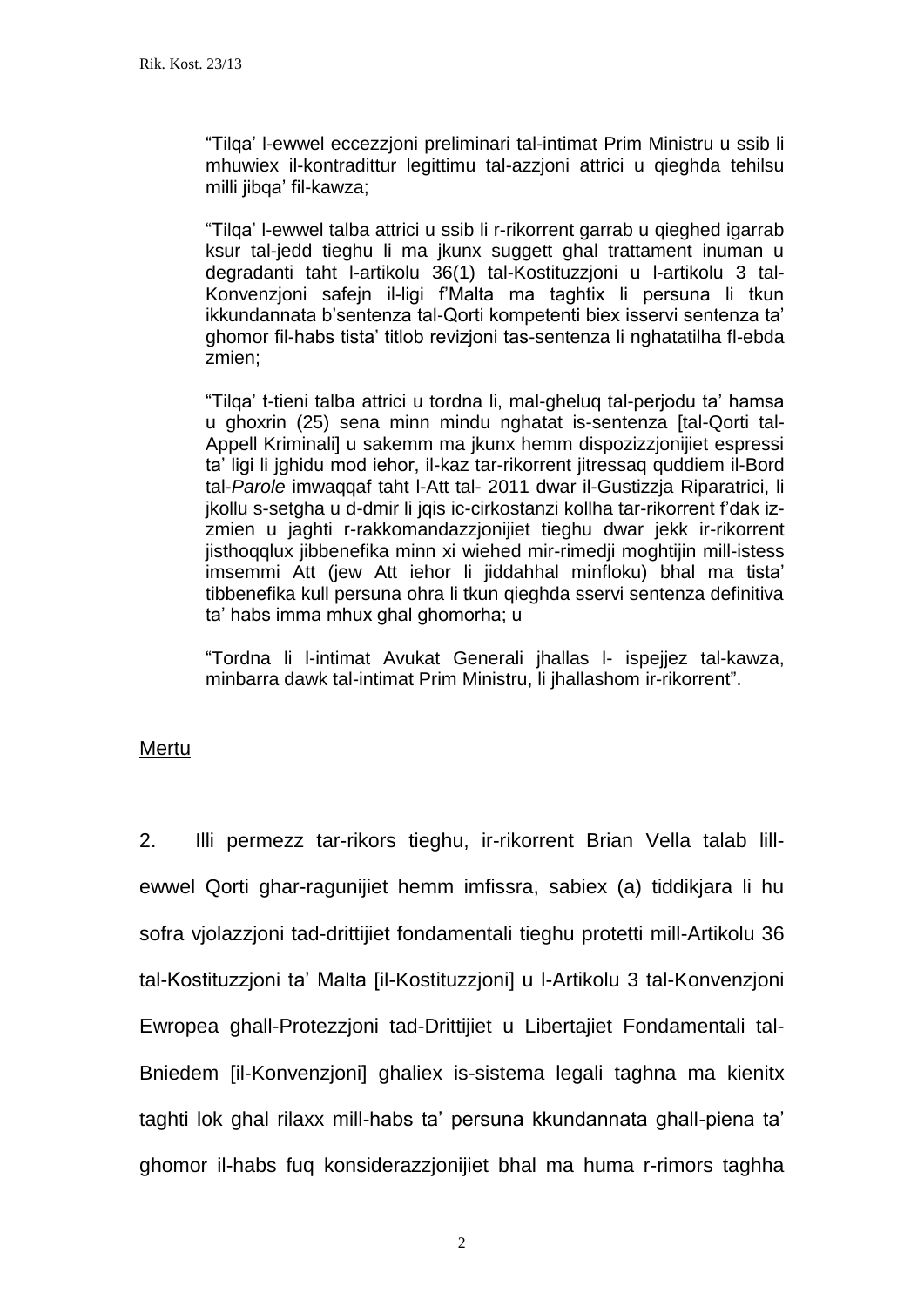"Tilqa' l-ewwel eccezzjoni preliminari tal-intimat Prim Ministru u ssib li mhuwiex il-kontradittur legittimu tal-azzjoni attrici u qieghda tehilsu milli jibqa' fil-kawza;

"Tilqa' l-ewwel talba attrici u ssib li r-rikorrent garrab u qieghed igarrab ksur tal-jedd tieghu li ma jkunx suggett ghal trattament inuman u degradanti taht l-artikolu 36(1) tal-Kostituzzjoni u l-artikolu 3 tal-Konvenzjoni safejn il-ligi f'Malta ma taghtix li persuna li tkun ikkundannata b'sentenza tal-Qorti kompetenti biex isservi sentenza ta' ghomor fil-habs tista' titlob revizjoni tas-sentenza li nghatatilha fl-ebda zmien;

"Tilqa' t-tieni talba attrici u tordna li, mal-gheluq tal-perjodu ta' hamsa u ghoxrin (25) sena minn mindu nghatat is-sentenza [tal-Qorti tal-Appell Kriminali] u sakemm ma jkunx hemm dispozizzjonijiet espressi ta' ligi li jghidu mod iehor, il-kaz tar-rikorrent jitressaq quddiem il-Bord tal-*Parole* imwaqqaf taht l-Att tal- 2011 dwar il-Gustizzja Riparatrici, li jkollu s-setgha u d-dmir li jqis ic-cirkostanzi kollha tar-rikorrent f'dak iz-zmien u jaghti r-rakkomandazzjonijiet tieghu dwar jekk ir-rikorrent jisthoqqlux jibbenefika minn xi wiehed mir-rimedji moghtijin mill-istess imsemmi Att (jew Att iehor li jiddahhal minfloku) bhal ma tista' tibbenefika kull persuna ohra li tkun qieghda sservi sentenza definitiva ta' habs imma mhux ghal ghomorha; u

"Tordna li l-intimat Avukat Generali jhallas l- ispejjez tal-kawza, minbarra dawk tal-intimat Prim Ministru, li jhallashom ir-rikorrent".

## Mertu

2. Illi permezz tar-rikors tieghu, ir-rikorrent Brian Vella talab lill-ewwel Qorti ghar-ragunijiet hemm imfissra, sabiex (a) tiddikjara li hu sofra vjolazzjoni tad-drittijiet fondamentali tieghu protetti mill-Artikolu 36 tal-Kostituzzjoni ta' Malta [il-Kostituzzjoni] u l-Artikolu 3 tal-Konvenzjoni Ewropea ghall-Protezzjoni tad-Drittijiet u Libertajiet Fondamentali tal-Bniedem [il-Konvenzjoni] ghaliex is-sistema legali taghna ma kienitx taghti lok ghal rilaxx mill-habs ta' persuna kkundannata ghall-piena ta' ghomor il-habs fuq konsiderazzjonijiet bhal ma huma r-rimors taghha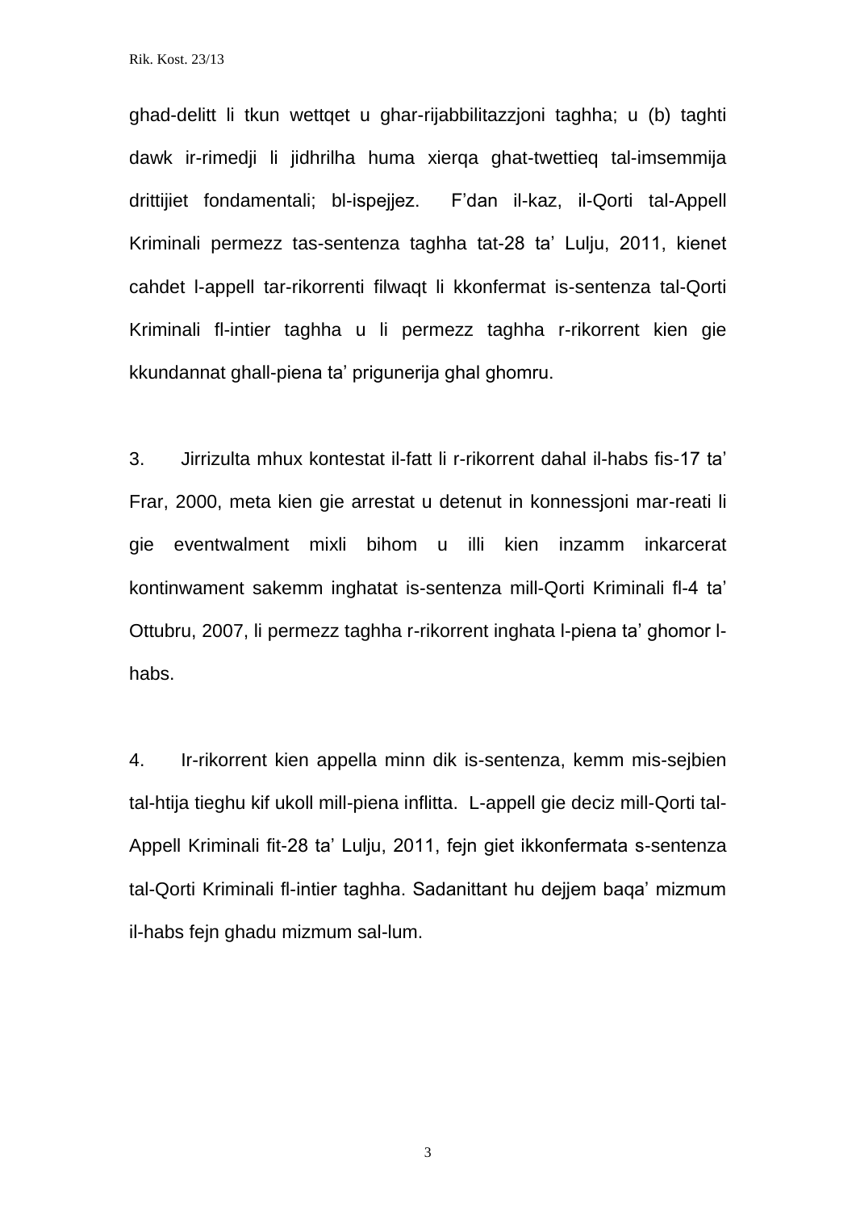ghad-delitt li tkun wettqet u ghar-rijabbilitazzjoni taghha; u (b) taghti dawk ir-rimedji li jidhrilha huma xierqa ghat-twettieq tal-imsemmija drittijiet fondamentali; bl-ispejjez.  F'dan il-kaz, il-Qorti tal-Appell Kriminali permezz tas-sentenza taghha tat-28 ta' Lulju, 2011, kienet cahdet l-appell tar-rikorrenti filwaqt li kkonfermat is-sentenza tal-Qorti Kriminali fl-intier taghha u li permezz taghha r-rikorrent kien gie kkundannat ghall-piena ta' prigunerija ghal ghomru.

3. Jirrizulta mhux kontestat il-fatt li r-rikorrent dahal il-habs fis-17 ta' Frar, 2000, meta kien gie arrestat u detenut in konnessjoni mar-reati li gie eventwalment mixli bihom u illi kien inzamm inkarcerat kontinwament sakemm inghatat is-sentenza mill-Qorti Kriminali fl-4 ta' Ottubru, 2007, li permezz taghha r-rikorrent inghata l-piena ta' ghomor l-habs.

4. Ir-rikorrent kien appella minn dik is-sentenza, kemm mis-sejbien tal-htija tieghu kif ukoll mill-piena inflitta.  L-appell gie deciz mill-Qorti tal-Appell Kriminali fit-28 ta' Lulju, 2011, fejn giet ikkonfermata s-sentenza tal-Qorti Kriminali fl-intier taghha. Sadanittant hu dejjem baqa' mizmum il-habs fejn ghadu mizmum sal-lum.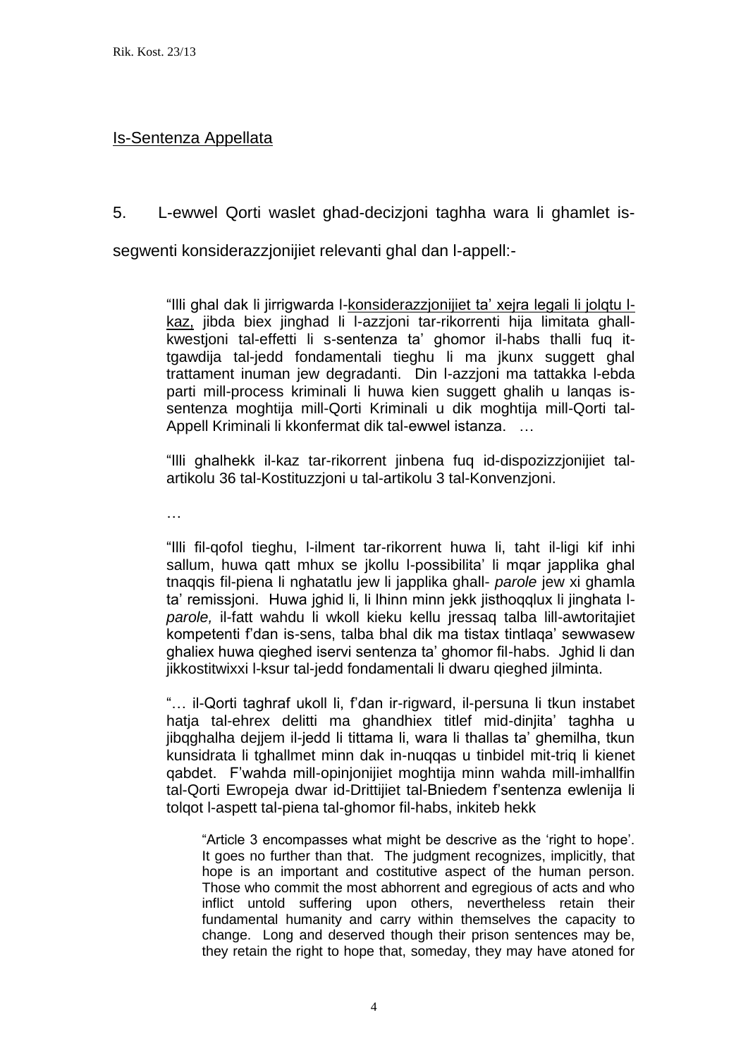Is-Sentenza Appellata

5. L-ewwel Qorti waslet għad-deċiżjoni tagħha wara li għamlet is-segwenti konsiderazzjonijiet relevanti għal dan l-appell:-

> "Illi għal dak li jirrigwarda l-konsiderazzjonijiet ta' xejra legali li jolqtu l-każ, jibda biex jingħad li l-azzjoni tar-rikorrenti hija limitata għall-kwestjoni tal-effetti li s-sentenza ta' għomor il-ħabs tħalli fuq it-tgawdija tal-jedd fondamentali tiegħu li ma jkunx suġġett għal trattament inuman jew degradanti. Din l-azzjoni ma tattakka l-ebda parti mill-process kriminali li huwa kien suġġett għalih u lanqas is-sentenza mogħtija mill-Qorti Kriminali u dik mogħtija mill-Qorti tal-Appell Kriminali li kkonfermat dik tal-ewwel istanza. …
>
> "Illi għalhekk il-każ tar-rikorrent jinbena fuq id-dispożizzjonijiet tal-artikolu 36 tal-Kostituzzjoni u tal-artikolu 3 tal-Konvenzjoni.
>
> …
>
> "Illi fil-qofol tiegħu, l-ilment tar-rikorrent huwa li, taħt il-liġi kif inhi sallum, huwa qatt mhux se jkollu l-possibilita' li mqar japplika għal tnaqqis fil-piena li ngħatatlu jew li japplika għall- *parole* jew xi għamla ta' remissjoni. Huwa jgħid li, li lħinn minn jekk jisthoqqlux li jingħata l-*parole,* il-fatt waħdu li wkoll kieku kellu jressaq talba lill-awtoritajiet kompetenti f'dan is-sens, talba bħal dik ma tistax tintlaqa' sewwasew għaliex huwa qiegħed iservi sentenza ta' għomor fil-ħabs. Jgħid li dan jikkostitwixxi l-ksur tal-jedd fondamentali li dwaru qiegħed jilminta.
>
> "… il-Qorti tagħraf ukoll li, f'dan ir-rigward, il-persuna li tkun instabet ħatja tal-eħrex delitti ma għandhiex titlef mid-dinjita' tagħha u jibqgħalha dejjem il-jedd li tittama li, wara li tħallas ta' għemilha, tkun kunsidrata li tgħallmet minn dak in-nuqqas u tinbidel mit-triq li kienet qabdet. F'waħda mill-opinjonijiet mogħtija minn waħda mill-imħallfin tal-Qorti Ewropeja dwar id-Drittijiet tal-Bniedem f'sentenza ewlenija li tolqot l-aspett tal-piena tal-għomor fil-ħabs, inkiteb hekk
>
> > "Article 3 encompasses what might be descrive as the 'right to hope'. It goes no further than that. The judgment recognizes, implicitly, that hope is an important and costitutive aspect of the human person. Those who commit the most abhorrent and egregious of acts and who inflict untold suffering upon others, nevertheless retain their fundamental humanity and carry within themselves the capacity to change. Long and deserved though their prison sentences may be, they retain the right to hope that, someday, they may have atoned for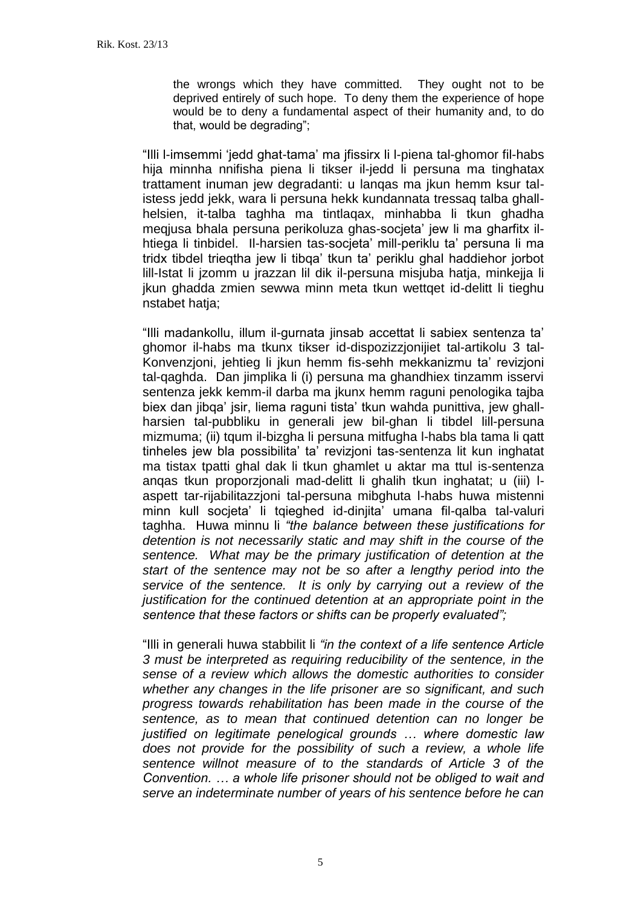the wrongs which they have committed. They ought not to be deprived entirely of such hope. To deny them the experience of hope would be to deny a fundamental aspect of their humanity and, to do that, would be degrading";

"Illi l-imsemmi 'jedd ghat-tama' ma jfissirx li l-piena tal-ghomor fil-habs hija minnha nnifisha piena li tikser il-jedd li persuna ma tinghatax trattament inuman jew degradanti: u lanqas ma jkun hemm ksur tal-istess jedd jekk, wara li persuna hekk kundannata tressaq talba ghall-helsien, it-talba taghha ma tintlaqax, minhabba li tkun ghadha meqjusa bhala persuna perikoluza ghas-socjeta' jew li ma gharfitx il-htiega li tinbidel. Il-harsien tas-socjeta' mill-periklu ta' persuna li ma tridx tibdel trieqtha jew li tibqa' tkun ta' periklu ghal haddiehor jorbot lill-Istat li jzomm u jrazzan lil dik il-persuna misjuba hatja, minkejja li jkun ghadda zmien sewwa minn meta tkun wettqet id-delitt li tieghu nstabet hatja;

"Illi madankollu, illum il-gurnata jinsab accettat li sabiex sentenza ta' ghomor il-habs ma tkunx tikser id-dispozizzjonijiet tal-artikolu 3 tal-Konvenzjoni, jehtieg li jkun hemm fis-sehh mekkanizmu ta' revizjoni tal-qaghda. Dan jimplika li (i) persuna ma ghandhiex tinzamm isservi sentenza jekk kemm-il darba ma jkunx hemm raguni penologika tajba biex dan jibqa' jsir, liema raguni tista' tkun wahda punittiva, jew ghall-harsien tal-pubbliku in generali jew bil-ghan li tibdel lill-persuna mizmuma; (ii) tqum il-bizgha li persuna mitfugha l-habs bla tama li qatt tinheles jew bla possibilita' ta' revizjoni tas-sentenza lit kun inghatat ma tistax tpatti ghal dak li tkun ghamlet u aktar ma ttul is-sentenza anqas tkun proporzjonali mad-delitt li ghalih tkun inghatat; u (iii) l-aspett tar-rijabilitazzjoni tal-persuna mibghuta l-habs huwa mistenni minn kull socjeta' li tqieghed id-dinjita' umana fil-qalba tal-valuri taghha. Huwa minnu li *"the balance between these justifications for detention is not necessarily static and may shift in the course of the sentence. What may be the primary justification of detention at the start of the sentence may not be so after a lengthy period into the service of the sentence. It is only by carrying out a review of the justification for the continued detention at an appropriate point in the sentence that these factors or shifts can be properly evaluated";*

"Illi in generali huwa stabbilit li *"in the context of a life sentence Article 3 must be interpreted as requiring reducibility of the sentence, in the sense of a review which allows the domestic authorities to consider whether any changes in the life prisoner are so significant, and such progress towards rehabilitation has been made in the course of the sentence, as to mean that continued detention can no longer be justified on legitimate penelogical grounds … where domestic law does not provide for the possibility of such a review, a whole life sentence willnot measure of to the standards of Article 3 of the Convention. … a whole life prisoner should not be obliged to wait and serve an indeterminate number of years of his sentence before he can*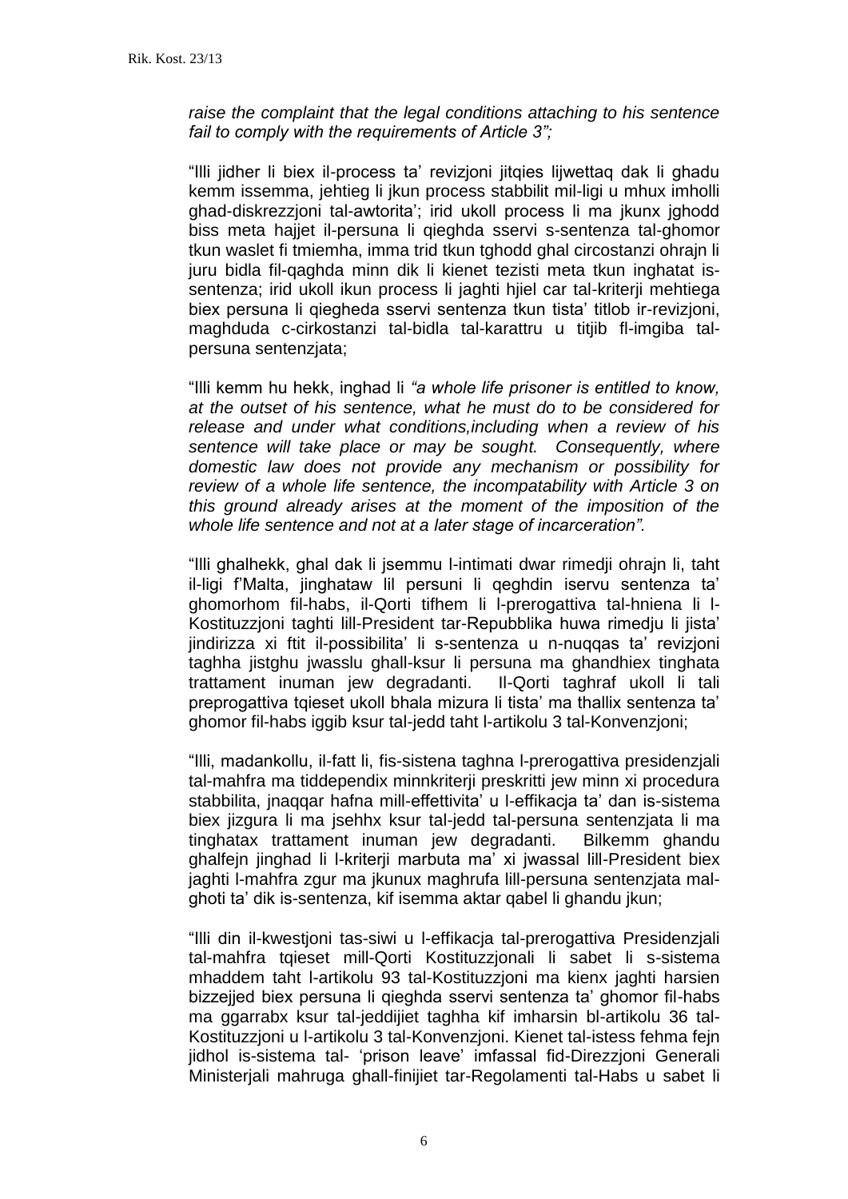*raise the complaint that the legal conditions attaching to his sentence fail to comply with the requirements of Article 3";*

"Illi jidher li biex il-process ta' revizjoni jitqies lijwettaq dak li ghadu kemm issemma, jehtieg li jkun process stabbilit mil-ligi u mhux imholli ghad-diskrezzjoni tal-awtorita'; irid ukoll process li ma jkunx jghodd biss meta hajjet il-persuna li qieghda sservi s-sentenza tal-ghomor tkun waslet fi tmiemha, imma trid tkun tghodd ghal circostanzi ohrajn li juru bidla fil-qaghda minn dik li kienet tezisti meta tkun inghatat is-sentenza; irid ukoll ikun process li jaghti hjiel car tal-kriterji mehtiega biex persuna li qiegheda sservi sentenza tkun tista' titlob ir-revizjoni, maghduda c-cirkostanzi tal-bidla tal-karattru u titjib fl-imgiba tal-persuna sentenzjata;

"Illi kemm hu hekk, inghad li *"a whole life prisoner is entitled to know, at the outset of his sentence, what he must do to be considered for release and under what conditions,including when a review of his sentence will take place or may be sought. Consequently, where domestic law does not provide any mechanism or possibility for review of a whole life sentence, the incompatability with Article 3 on this ground already arises at the moment of the imposition of the whole life sentence and not at a later stage of incarceration".*

"Illi ghalhekk, ghal dak li jsemmu l-intimati dwar rimedji ohrajn li, taht il-ligi f'Malta, jinghataw lil persuni li qeghdin iservu sentenza ta' ghomorhom fil-habs, il-Qorti tifhem li l-prerogattiva tal-hniena li l-Kostituzzjoni taghti lill-President tar-Repubblika huwa rimedju li jista' jindirizza xi ftit il-possibilita' li s-sentenza u n-nuqqas ta' revizjoni taghha jistghu jwasslu ghall-ksur li persuna ma ghandhiex tinghata trattament inuman jew degradanti. Il-Qorti taghraf ukoll li tali preprogattiva tqieset ukoll bhala mizura li tista' ma thallix sentenza ta' ghomor fil-habs iggib ksur tal-jedd taht l-artikolu 3 tal-Konvenzjoni;

"Illi, madankollu, il-fatt li, fis-sistema taghna l-prerogattiva presidenzjali tal-mahfra ma tiddependix minnkriterji preskritti jew minn xi procedura stabbilita, jnaqqar hafna mill-effettivita' u l-effikacja ta' dan is-sistema biex jizgura li ma jsehhx ksur tal-jedd tal-persuna sentenzjata li ma tinghatax trattament inuman jew degradanti. Bilkemm ghandu ghalfejn jinghad li l-kriterji marbuta ma' xi jwassal lill-President biex jaghti l-mahfra zgur ma jkunux maghrufa lill-persuna sentenzjata mal-ghoti ta' dik is-sentenza, kif isemma aktar qabel li ghandu jkun;

"Illi din il-kwestjoni tas-siwi u l-effikacja tal-prerogattiva Presidenzjali tal-mahfra tqieset mill-Qorti Kostituzzjonali li sabet li s-sistema mhaddem taht l-artikolu 93 tal-Kostituzzjoni ma kienx jaghti harsien bizzejjed biex persuna li qieghda sservi sentenza ta' ghomor fil-habs ma ggarrabx ksur tal-jeddijiet taghha kif imharsin bl-artikolu 36 tal-Kostituzzjoni u l-artikolu 3 tal-Konvenzjoni. Kienet tal-istess fehma fejn jidhol is-sistema tal- 'prison leave' imfassal fid-Direzzjoni Generali Ministerjali mahruga ghall-finijiet tar-Regolamenti tal-Habs u sabet li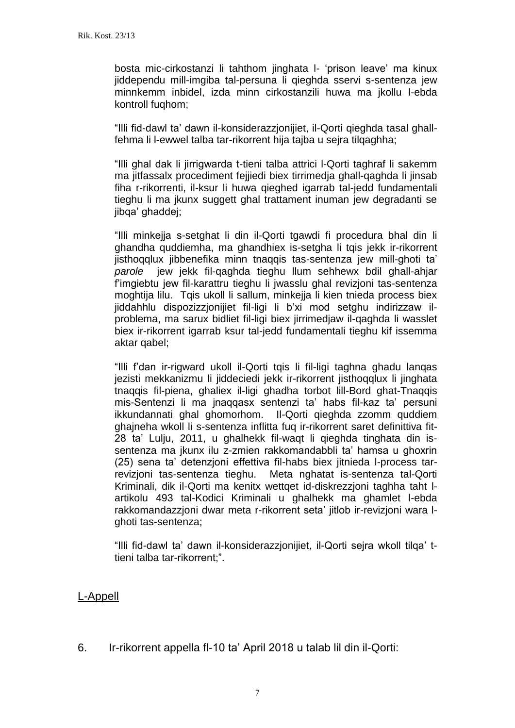bosta mic-cirkostanzi li tahthom jinghata l- 'prison leave' ma kinux jiddependu mill-imgiba tal-persuna li qieghda sservi s-sentenza jew minnkemm inbidel, izda minn cirkostanzili huwa ma jkollu l-ebda kontroll fuqhom;

"Illi fid-dawl ta' dawn il-konsiderazzjonijiet, il-Qorti qieghda tasal ghall-fehma li l-ewwel talba tar-rikorrent hija tajba u sejra tilqaghha;

"Illi ghal dak li jirrigwarda t-tieni talba attrici l-Qorti taghraf li sakemm ma jitfassalx procediment fejjiedi biex tirrimedja ghall-qaghda li jinsab fiha r-rikorrenti, il-ksur li huwa qieghed igarrab tal-jedd fundamentali tieghu li ma jkunx suggett ghal trattament inuman jew degradanti se jibqa' ghaddej;

"Illi minkejja s-setghat li din il-Qorti tgawdi fi procedura bhal din li ghandha quddiemha, ma ghandhiex is-setgha li tqis jekk ir-rikorrent jisthoqqlux jibbenefika minn tnaqqis tas-sentenza jew mill-ghoti ta' *parole* jew jekk fil-qaghda tieghu llum sehhewx bdil ghall-ahjar f'imgiebtu jew fil-karattru tieghu li jwasslu ghal revizjoni tas-sentenza moghtija lilu. Tqis ukoll li sallum, minkejja li kien tnieda process biex jiddahhlu dispozizzjonijiet fil-ligi li b'xi mod setghu indirizzaw il-problema, ma sarux bidliet fil-ligi biex jirrimedjaw il-qaghda li wasslet biex ir-rikorrent igarrab ksur tal-jedd fundamentali tieghu kif issemma aktar qabel;

"Illi f'dan ir-rigward ukoll il-Qorti tqis li fil-ligi taghna ghadu lanqas jezisti mekkanizmu li jiddeciedi jekk ir-rikorrent jisthoqqlux li jinghata tnaqqis fil-piena, ghaliex il-ligi ghadha torbot lill-Bord ghat-Tnaqqis mis-Sentenzi li ma jnaqqasx sentenzi ta' habs fil-kaz ta' persuni ikkundannati ghal ghomorhom. Il-Qorti qieghda zzomm quddiem ghajneha wkoll li s-sentenza inflitta fuq ir-rikorrent saret definittiva fit-28 ta' Lulju, 2011, u ghalhekk fil-waqt li qieghda tinghata din is-sentenza ma jkunx ilu z-zmien rakkomandabbli ta' hamsa u ghoxrin (25) sena ta' detenzjoni effettiva fil-habs biex jitnieda l-process tar-revizjoni tas-sentenza tieghu. Meta nghatat is-sentenza tal-Qorti Kriminali, dik il-Qorti ma kenitx wettqet id-diskrezzjoni taghha taht l-artikolu 493 tal-Kodici Kriminali u ghalhekk ma ghamlet l-ebda rakkomandazzjoni dwar meta r-rikorrent seta' jitlob ir-revizjoni wara l-ghoti tas-sentenza;

"Illi fid-dawl ta' dawn il-konsiderazzjonijiet, il-Qorti sejra wkoll tilqa' t-tieni talba tar-rikorrent;".

## L-Appell

6. Ir-rikorrent appella fl-10 ta' April 2018 u talab lil din il-Qorti: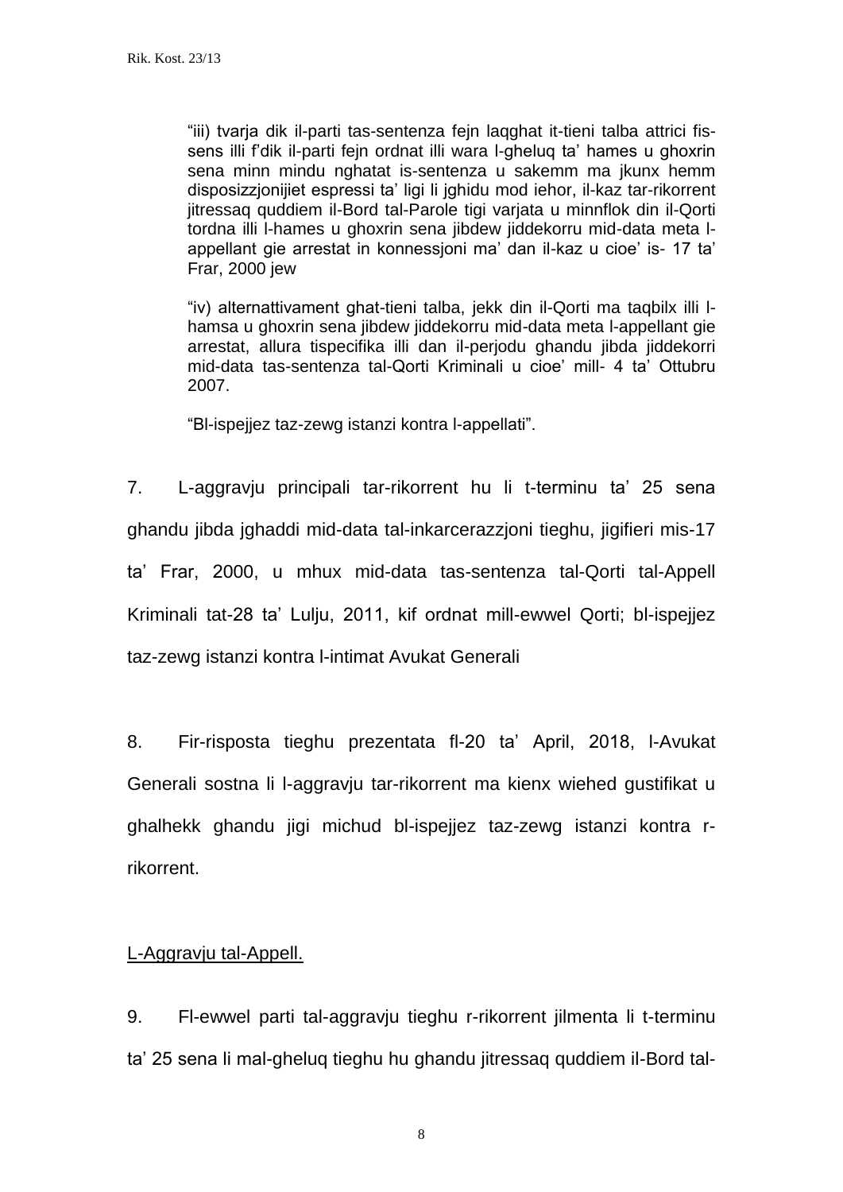> "iii) tvarja dik il-parti tas-sentenza fejn laqghat it-tieni talba attrici fis-sens illi f'dik il-parti fejn ordnat illi wara l-gheluq ta' hames u ghoxrin sena minn mindu nghatat is-sentenza u sakemm ma jkunx hemm disposizzjonijiet espressi ta' ligi li jghidu mod iehor, il-kaz tar-rikorrent jitressaq quddiem il-Bord tal-Parole tigi varjata u minnflok din il-Qorti tordna illi l-hames u ghoxrin sena jibdew jiddekorru mid-data meta l-appellant gie arrestat in konnessjoni ma' dan il-kaz u cioe' is- 17 ta' Frar, 2000 jew
>
> "iv) alternattivament ghat-tieni talba, jekk din il-Qorti ma taqbilx illi l-hamsa u ghoxrin sena jibdew jiddekorru mid-data meta l-appellant gie arrestat, allura tispecifika illi dan il-perjodu ghandu jibda jiddekorri mid-data tas-sentenza tal-Qorti Kriminali u cioe' mill- 4 ta' Ottubru 2007.
>
> "Bl-ispejjez taz-zewg istanzi kontra l-appellati".

7. L-aggravju principali tar-rikorrent hu li t-terminu ta' 25 sena ghandu jibda jghaddi mid-data tal-inkarcerazzjoni tieghu, jigifieri mis-17 ta' Frar, 2000, u mhux mid-data tas-sentenza tal-Qorti tal-Appell Kriminali tat-28 ta' Lulju, 2011, kif ordnat mill-ewwel Qorti; bl-ispejjez taz-zewg istanzi kontra l-intimat Avukat Generali

8. Fir-risposta tieghu prezentata fl-20 ta' April, 2018, l-Avukat Generali sostna li l-aggravju tar-rikorrent ma kienx wiehed gustifikat u ghalhekk ghandu jigi michud bl-ispejjez taz-zewg istanzi kontra r-rikorrent.

<u>L-Aggravju tal-Appell.</u>

9. Fl-ewwel parti tal-aggravju tieghu r-rikorrent jilmenta li t-terminu ta' 25 sena li mal-gheluq tieghu hu ghandu jitressaq quddiem il-Bord tal-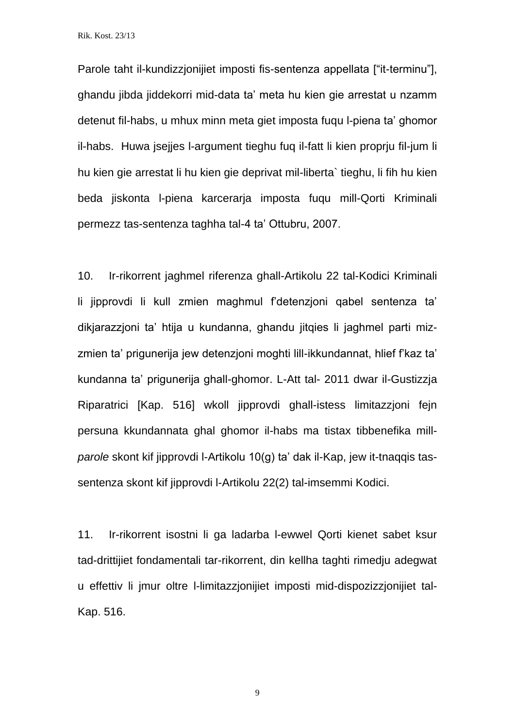Parole taht il-kundizzjonijiet imposti fis-sentenza appellata ["it-terminu"], ghandu jibda jiddekorri mid-data ta' meta hu kien gie arrestat u nzamm detenut fil-habs, u mhux minn meta giet imposta fuqu l-piena ta' ghomor il-habs. Huwa jsejjes l-argument tieghu fuq il-fatt li kien proprju fil-jum li hu kien gie arrestat li hu kien gie deprivat mil-liberta` tieghu, li fih hu kien beda jiskonta l-piena karcerarja imposta fuqu mill-Qorti Kriminali permezz tas-sentenza taghha tal-4 ta' Ottubru, 2007.

10. Ir-rikorrent jaghmel riferenza ghall-Artikolu 22 tal-Kodici Kriminali li jipprovdi li kull zmien maghmul f'detenzjoni qabel sentenza ta' dikjarazzjoni ta' htija u kundanna, ghandu jitqies li jaghmel parti miz-zmien ta' prigunerija jew detenzjoni moghti lill-ikkundannat, hlief f'kaz ta' kundanna ta' prigunerija ghall-ghomor. L-Att tal- 2011 dwar il-Gustizzja Riparatrici [Kap. 516] wkoll jipprovdi ghall-istess limitazzjoni fejn persuna kkundannata ghal ghomor il-habs ma tistax tibbenefika mill-*parole* skont kif jipprovdi l-Artikolu 10(g) ta' dak il-Kap, jew it-tnaqqis tas-sentenza skont kif jipprovdi l-Artikolu 22(2) tal-imsemmi Kodici.

11. Ir-rikorrent isostni li ga ladarba l-ewwel Qorti kienet sabet ksur tad-drittijiet fondamentali tar-rikorrent, din kellha taghti rimedju adegwat u effettiv li jmur oltre l-limitazzjonijiet imposti mid-dispozizzjonijiet tal-Kap. 516.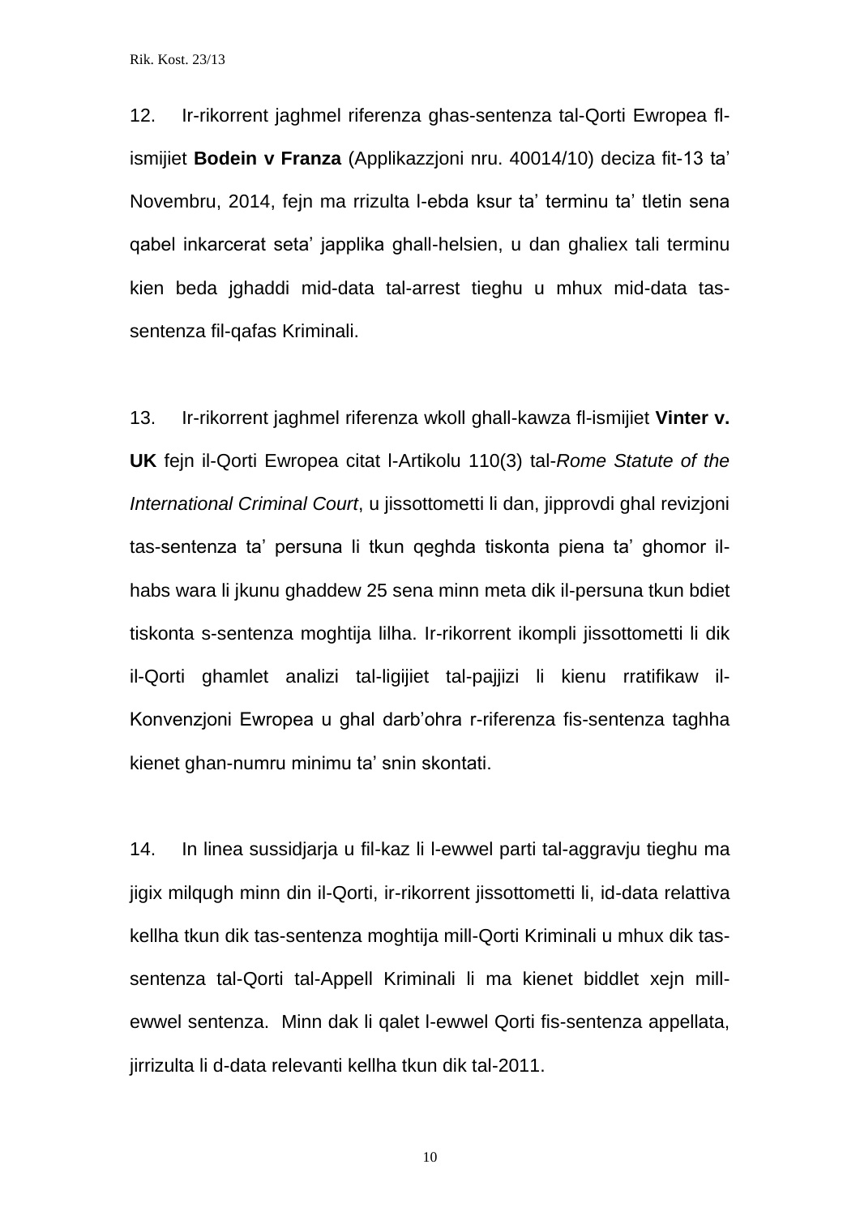12. Ir-rikorrent jaghmel riferenza ghas-sentenza tal-Qorti Ewropea fl-ismijiet **Bodein v Franza** (Applikazzjoni nru. 40014/10) deciza fit-13 ta' Novembru, 2014, fejn ma rrizulta l-ebda ksur ta' terminu ta' tletin sena qabel inkarcerat seta' japplika ghall-helsien, u dan ghaliex tali terminu kien beda jghaddi mid-data tal-arrest tieghu u mhux mid-data tas-sentenza fil-qafas Kriminali.

13. Ir-rikorrent jaghmel riferenza wkoll ghall-kawza fl-ismijiet **Vinter v. UK** fejn il-Qorti Ewropea citat l-Artikolu 110(3) tal-*Rome Statute of the International Criminal Court*, u jissottometti li dan, jipprovdi ghal revizjoni tas-sentenza ta' persuna li tkun qeghda tiskonta piena ta' ghomor il-habs wara li jkunu ghaddew 25 sena minn meta dik il-persuna tkun bdiet tiskonta s-sentenza moghtija lilha. Ir-rikorrent ikompli jissottometti li dik il-Qorti ghamlet analizi tal-ligijiet tal-pajjizi li kienu rratifikaw il-Konvenzjoni Ewropea u ghal darb'ohra r-riferenza fis-sentenza taghha kienet ghan-numru minimu ta' snin skontati.

14. In linea sussidjarja u fil-kaz li l-ewwel parti tal-aggravju tieghu ma jigix milqugh minn din il-Qorti, ir-rikorrent jissottometti li, id-data relattiva kellha tkun dik tas-sentenza moghtija mill-Qorti Kriminali u mhux dik tas-sentenza tal-Qorti tal-Appell Kriminali li ma kienet biddlet xejn mill-ewwel sentenza. Minn dak li qalet l-ewwel Qorti fis-sentenza appellata, jirrizulta li d-data relevanti kellha tkun dik tal-2011.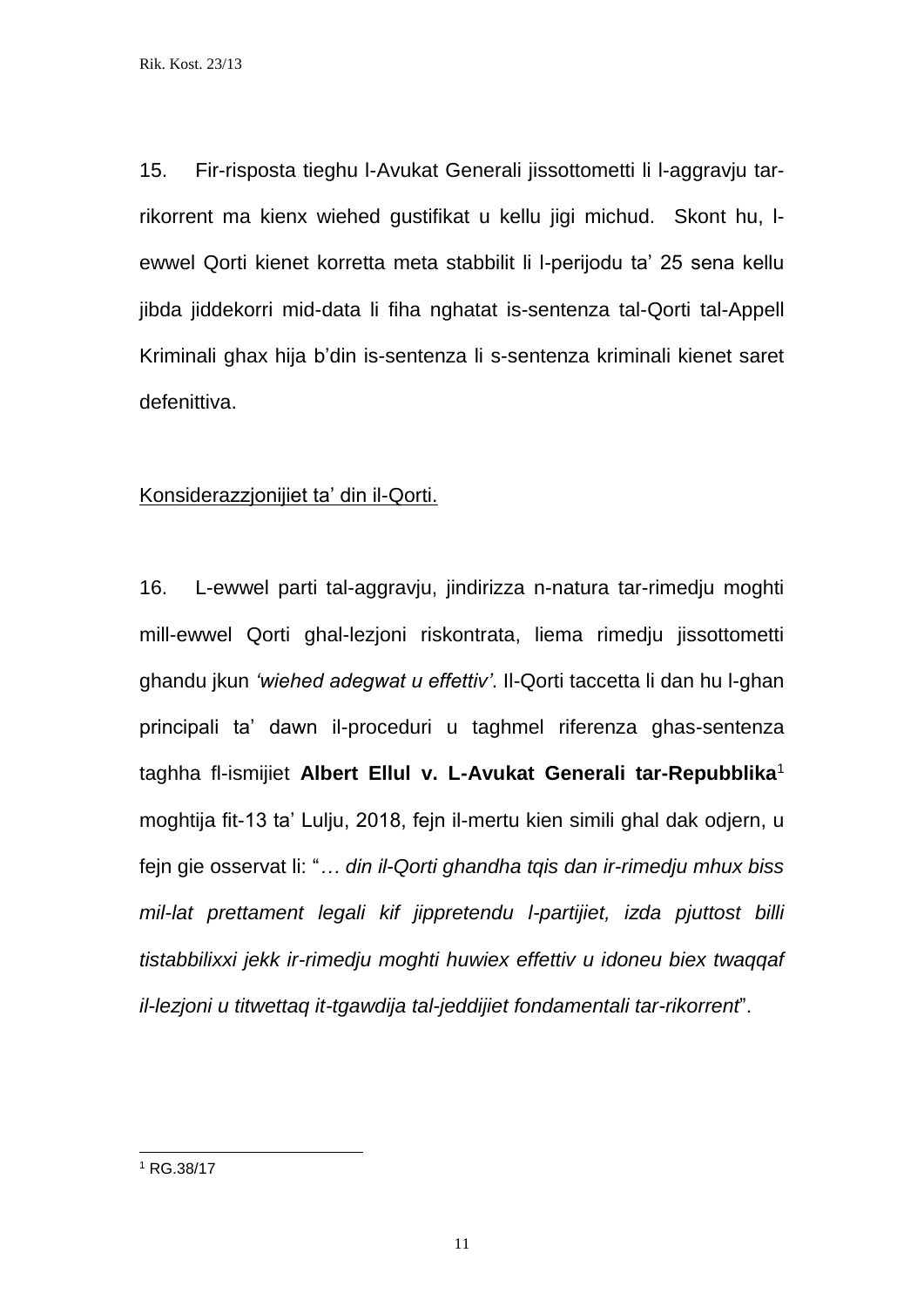15. Fir-risposta tieghu l-Avukat Generali jissottometti li l-aggravju tar-rikorrent ma kienx wiehed gustifikat u kellu jigi michud. Skont hu, l-ewwel Qorti kienet korretta meta stabbilit li l-perijodu ta' 25 sena kellu jibda jiddekorri mid-data li fiha nghatat is-sentenza tal-Qorti tal-Appell Kriminali ghax hija b'din is-sentenza li s-sentenza kriminali kienet saret defenittiva.

<u>Konsiderazzjonijiet ta' din il-Qorti.</u>

16. L-ewwel parti tal-aggravju, jindirizza n-natura tar-rimedju moghti mill-ewwel Qorti ghal-lezjoni riskontrata, liema rimedju jissottometti ghandu jkun *'wiehed adegwat u effettiv'*. Il-Qorti taccetta li dan hu l-ghan principali ta' dawn il-proceduri u taghmel riferenza ghas-sentenza taghha fl-ismijiet **Albert Ellul v. L-Avukat Generali tar-Repubblika**[1] moghtija fit-13 ta' Lulju, 2018, fejn il-mertu kien simili ghal dak odjern, u fejn gie osservat li: "*… din il-Qorti ghandha tqis dan ir-rimedju mhux biss mil-lat prettament legali kif jippretendu l-partijiet, izda pjuttost billi tistabbilixxi jekk ir-rimedju moghti huwiex effettiv u idoneu biex twaqqaf il-lezjoni u titwettaq it-tgawdija tal-jeddijiet fondamentali tar-rikorrent*".

[1] RG.38/17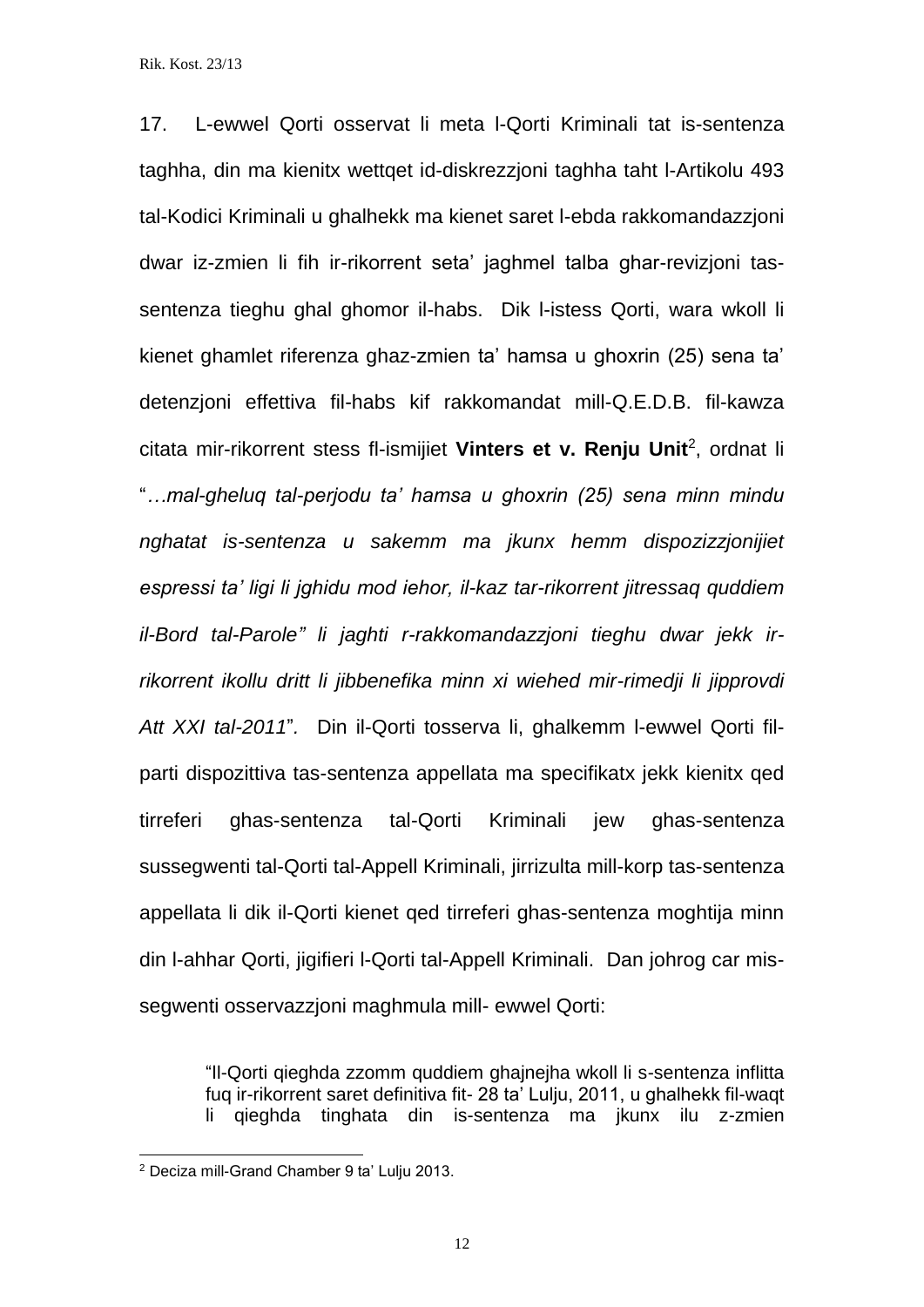17. L-ewwel Qorti osservat li meta l-Qorti Kriminali tat is-sentenza taghha, din ma kienitx wettqet id-diskrezzjoni taghha taht l-Artikolu 493 tal-Kodici Kriminali u ghalhekk ma kienet saret l-ebda rakkomandazzjoni dwar iz-zmien li fih ir-rikorrent seta' jaghmel talba ghar-revizjoni tas-sentenza tieghu ghal ghomor il-habs. Dik l-istess Qorti, wara wkoll li kienet ghamlet riferenza ghaz-zmien ta' hamsa u ghoxrin (25) sena ta' detenzjoni effettiva fil-habs kif rakkomandat mill-Q.E.D.B. fil-kawza citata mir-rikorrent stess fl-ismijiet **Vinters et v. Renju Unit**[2], ordnat li "…*mal-gheluq tal-perjodu ta' hamsa u ghoxrin (25) sena minn mindu nghatat is-sentenza u sakemm ma jkunx hemm dispozizzjonijiet espressi ta' ligi li jghidu mod iehor, il-kaz tar-rikorrent jitressaq quddiem il-Bord tal-Parole" li jaghti r-rakkomandazzjoni tieghu dwar jekk ir-rikorrent ikollu dritt li jibbenefika minn xi wiehed mir-rimedji li jipprovdi Att XXI tal-2011*". Din il-Qorti tosserva li, ghalkemm l-ewwel Qorti fil-parti dispozittiva tas-sentenza appellata ma specifikatx jekk kienitx qed tirreferi ghas-sentenza tal-Qorti Kriminali jew ghas-sentenza sussegwenti tal-Qorti tal-Appell Kriminali, jirrizulta mill-korp tas-sentenza appellata li dik il-Qorti kienet qed tirreferi ghas-sentenza moghtija minn din l-ahhar Qorti, jigifieri l-Qorti tal-Appell Kriminali. Dan johrog car mis-segwenti osservazzjoni maghmula mill- ewwel Qorti:

> "Il-Qorti qieghda zzomm quddiem ghajnejha wkoll li s-sentenza inflitta fuq ir-rikorrent saret definitiva fit- 28 ta' Lulju, 2011, u ghalhekk fil-waqt li qieghda tinghata din is-sentenza ma jkunx ilu z-zmien

[2] Deciza mill-Grand Chamber 9 ta' Lulju 2013.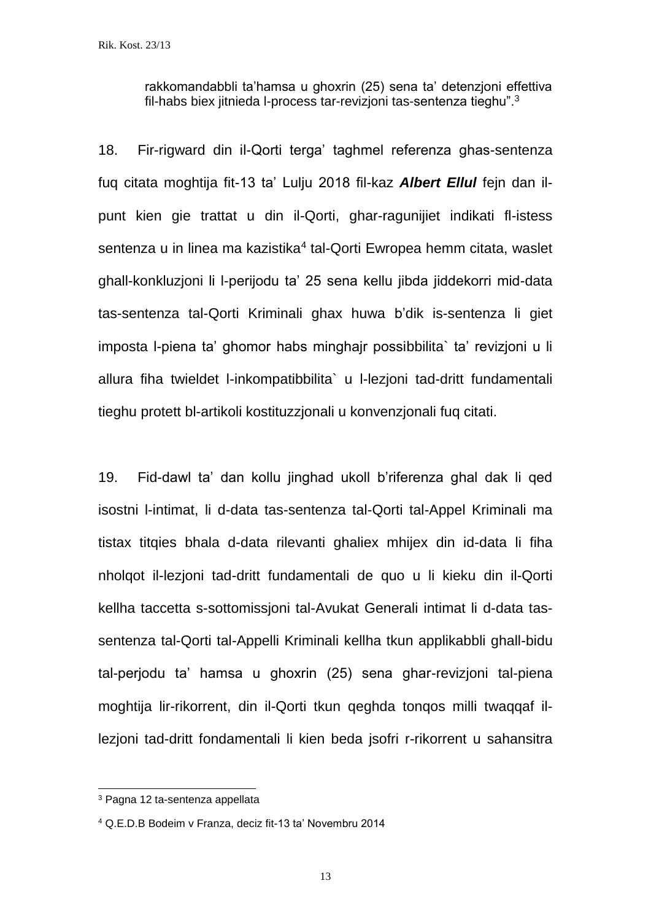> rakkomandabbli ta'hamsa u ghoxrin (25) sena ta' detenzjoni effettiva fil-habs biex jitnieda l-process tar-revizjoni tas-sentenza tieghu".[3]

18. Fir-rigward din il-Qorti terga' taghmel referenza ghas-sentenza fuq citata moghtija fit-13 ta' Lulju 2018 fil-kaz ***Albert Ellul*** fejn dan il-punt kien gie trattat u din il-Qorti, ghar-ragunijiet indikati fl-istess sentenza u in linea ma kazistika[4] tal-Qorti Ewropea hemm citata, waslet ghall-konkluzjoni li l-perijodu ta' 25 sena kellu jibda jiddekorri mid-data tas-sentenza tal-Qorti Kriminali ghax huwa b'dik is-sentenza li giet imposta l-piena ta' ghomor habs minghajr possibbilita` ta' revizjoni u li allura fiha twieldet l-inkompatibbilita` u l-lezjoni tad-dritt fundamentali tieghu protett bl-artikoli kostituzzjonali u konvenzjonali fuq citati.

19. Fid-dawl ta' dan kollu jinghad ukoll b'riferenza ghal dak li qed isostni l-intimat, li d-data tas-sentenza tal-Qorti tal-Appel Kriminali ma tistax titqies bhala d-data rilevanti ghaliex mhijex din id-data li fiha nholqot il-lezjoni tad-dritt fundamentali de quo u li kieku din il-Qorti kellha taccetta s-sottomissjoni tal-Avukat Generali intimat li d-data tas-sentenza tal-Qorti tal-Appelli Kriminali kellha tkun applikabbli ghall-bidu tal-perjodu ta' hamsa u ghoxrin (25) sena ghar-revizjoni tal-piena moghtija lir-rikorrent, din il-Qorti tkun qeghda tonqos milli twaqqaf il-lezjoni tad-dritt fondamentali li kien beda jsofri r-rikorrent u sahansitra

---

[3] Pagna 12 ta-sentenza appellata

[4] Q.E.D.B Bodeim v Franza, deciz fit-13 ta' Novembru 2014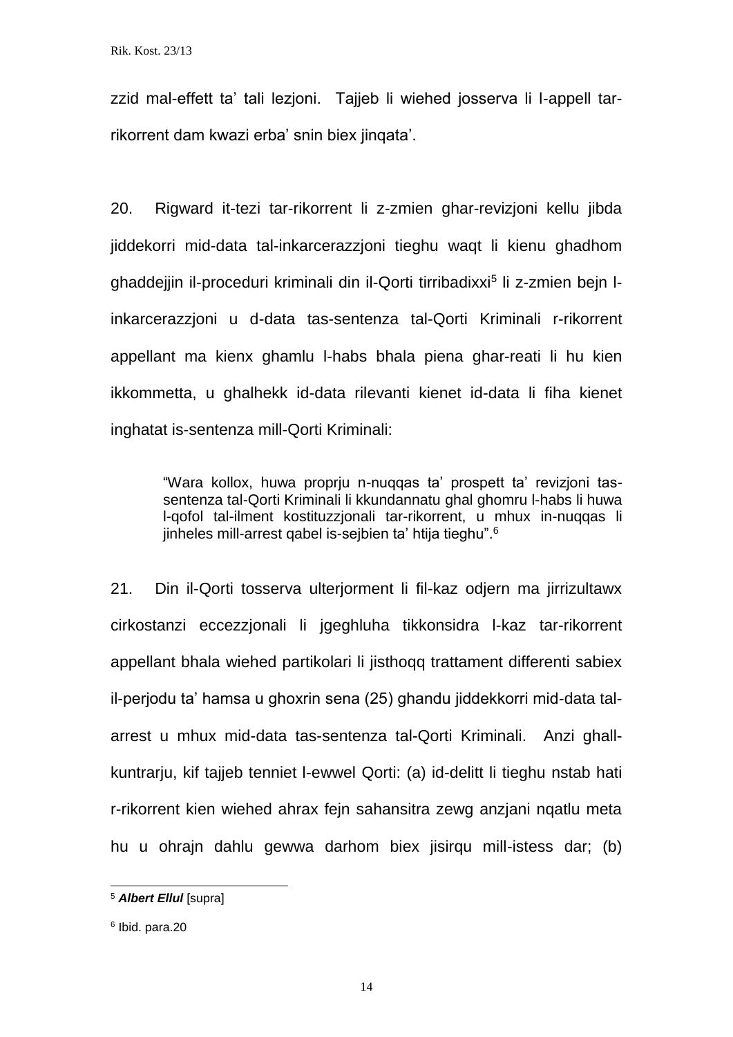zzid mal-effett ta' tali lezjoni. Tajjeb li wiehed josserva li l-appell tar-rikorrent dam kwazi erba' snin biex jinqata'.

20. Rigward it-tezi tar-rikorrent li z-zmien ghar-revizjoni kellu jibda jiddekorri mid-data tal-inkarcerazzjoni tieghu waqt li kienu ghadhom ghaddejjin il-proceduri kriminali din il-Qorti tirribadixxi[5] li z-zmien bejn l-inkarcerazzjoni u d-data tas-sentenza tal-Qorti Kriminali r-rikorrent appellant ma kienx ghamlu l-habs bhala piena ghar-reati li hu kien ikkommetta, u ghalhekk id-data rilevanti kienet id-data li fiha kienet inghatat is-sentenza mill-Qorti Kriminali:

> "Wara kollox, huwa proprju n-nuqqas ta' prospett ta' revizjoni tas-sentenza tal-Qorti Kriminali li kkundannatu ghal ghomru l-habs li huwa l-qofol tal-ilment kostituzzjonali tar-rikorrent, u mhux in-nuqqas li jinheles mill-arrest qabel is-sejbien ta' htija tieghu".[6]

21. Din il-Qorti tosserva ulterjorment li fil-kaz odjern ma jirrizultawx cirkostanzi eccezzjonali li jgeghluha tikkonsidra l-kaz tar-rikorrent appellant bhala wiehed partikolari li jisthoqq trattament differenti sabiex il-perjodu ta' hamsa u ghoxrin sena (25) ghandu jiddekkorri mid-data tal-arrest u mhux mid-data tas-sentenza tal-Qorti Kriminali. Anzi ghall-kuntrarju, kif tajjeb tenniet l-ewwel Qorti: (a) id-delitt li tieghu nstab hati r-rikorrent kien wiehed ahrax fejn sahansitra zewg anzjani nqatlu meta hu u ohrajn dahlu gewwa darhom biex jisirqu mill-istess dar; (b)

---

[5] ***Albert Ellul*** [supra]

[6] Ibid. para.20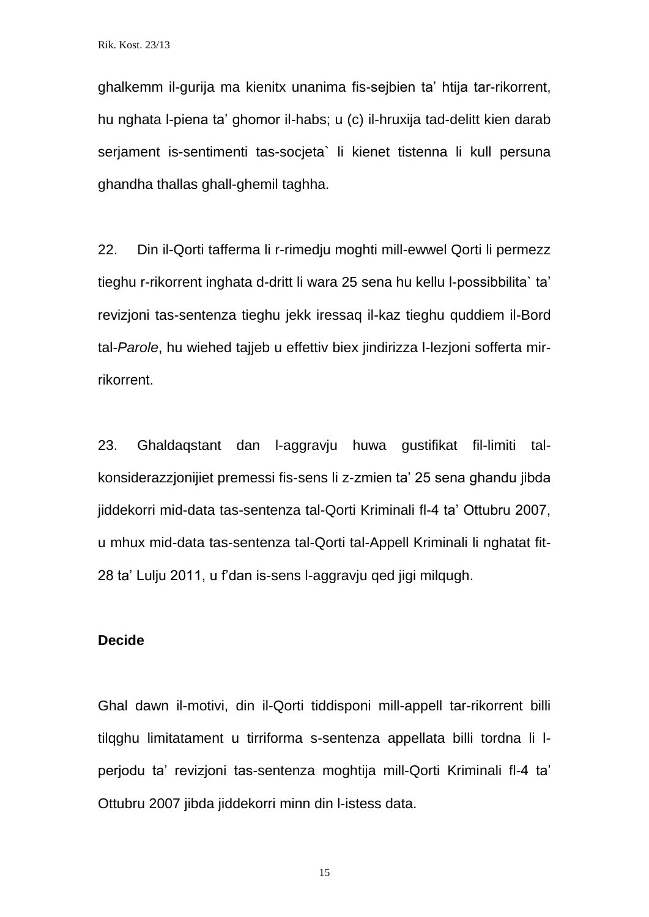ghalkemm il-gurija ma kienitx unanima fis-sejbien ta' htija tar-rikorrent, hu nghata l-piena ta' ghomor il-habs; u (c) il-hruxija tad-delitt kien darab serjament is-sentimenti tas-socjeta` li kienet tistenna li kull persuna ghandha thallas ghall-ghemil taghha.

22. Din il-Qorti tafferma li r-rimedju moghti mill-ewwel Qorti li permezz tieghu r-rikorrent inghata d-dritt li wara 25 sena hu kellu l-possibbilita` ta' revizjoni tas-sentenza tieghu jekk iressaq il-kaz tieghu quddiem il-Bord tal-*Parole*, hu wiehed tajjeb u effettiv biex jindirizza l-lezjoni sofferta mir-rikorrent.

23. Ghaldaqstant dan l-aggravju huwa gustifikat fil-limiti tal-konsiderazzjonijiet premessi fis-sens li z-zmien ta' 25 sena ghandu jibda jiddekorri mid-data tas-sentenza tal-Qorti Kriminali fl-4 ta' Ottubru 2007, u mhux mid-data tas-sentenza tal-Qorti tal-Appell Kriminali li nghatat fit-28 ta' Lulju 2011, u f'dan is-sens l-aggravju qed jigi milqugh.

**Decide**

Ghal dawn il-motivi, din il-Qorti tiddisponi mill-appell tar-rikorrent billi tilqghu limitatament u tirriforma s-sentenza appellata billi tordna li l-perjodu ta' revizjoni tas-sentenza moghtija mill-Qorti Kriminali fl-4 ta' Ottubru 2007 jibda jiddekorri minn din l-istess data.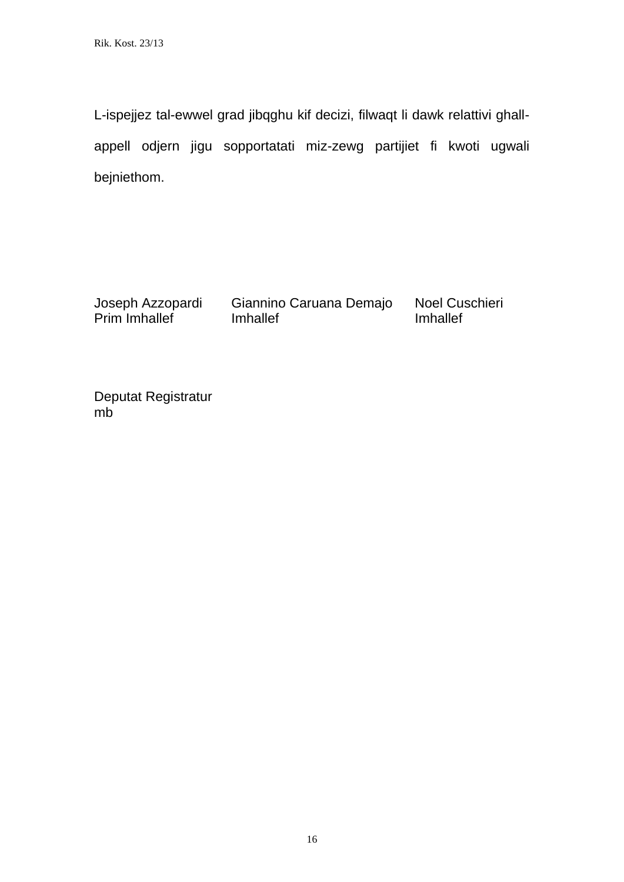L-ispejjez tal-ewwel grad jibqghu kif decizi, filwaqt li dawk relattivi ghall-appell odjern jigu sopportatati miz-zewg partijiet fi kwoti ugwali bejniethom.

| | | |
|---|---|---|
| Joseph Azzopardi<br>Prim Imhallef | Giannino Caruana Demajo<br>Imhallef | Noel Cuschieri<br>Imhallef |

Deputat Registratur
mb